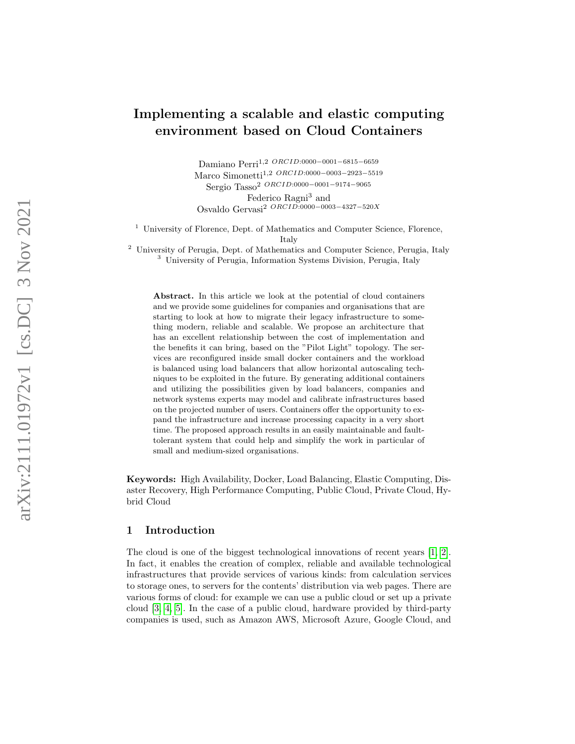# Implementing a scalable and elastic computing environment based on Cloud Containers

Damiano Perri[1,2] ORCID:0000-0001-6815-6659
Marco Simonetti[1,2] ORCID:0000-0003-2923-5519
Sergio Tasso[2] ORCID:0000-0001-9174-9065
Federico Ragni[3] and
Osvaldo Gervasi[2] ORCID:0000-0003-4327-520X

[1] University of Florence, Dept. of Mathematics and Computer Science, Florence, Italy
[2] University of Perugia, Dept. of Mathematics and Computer Science, Perugia, Italy
[3] University of Perugia, Information Systems Division, Perugia, Italy

**Abstract.** In this article we look at the potential of cloud containers and we provide some guidelines for companies and organisations that are starting to look at how to migrate their legacy infrastructure to something modern, reliable and scalable. We propose an architecture that has an excellent relationship between the cost of implementation and the benefits it can bring, based on the "Pilot Light" topology. The services are reconfigured inside small docker containers and the workload is balanced using load balancers that allow horizontal autoscaling techniques to be exploited in the future. By generating additional containers and utilizing the possibilities given by load balancers, companies and network systems experts may model and calibrate infrastructures based on the projected number of users. Containers offer the opportunity to expand the infrastructure and increase processing capacity in a very short time. The proposed approach results in an easily maintainable and fault-tolerant system that could help and simplify the work in particular of small and medium-sized organisations.

**Keywords:** High Availability, Docker, Load Balancing, Elastic Computing, Disaster Recovery, High Performance Computing, Public Cloud, Private Cloud, Hybrid Cloud

## 1 Introduction

The cloud is one of the biggest technological innovations of recent years [1, 2]. In fact, it enables the creation of complex, reliable and available technological infrastructures that provide services of various kinds: from calculation services to storage ones, to servers for the contents' distribution via web pages. There are various forms of cloud: for example we can use a public cloud or set up a private cloud [3, 4, 5]. In the case of a public cloud, hardware provided by third-party companies is used, such as Amazon AWS, Microsoft Azure, Google Cloud, and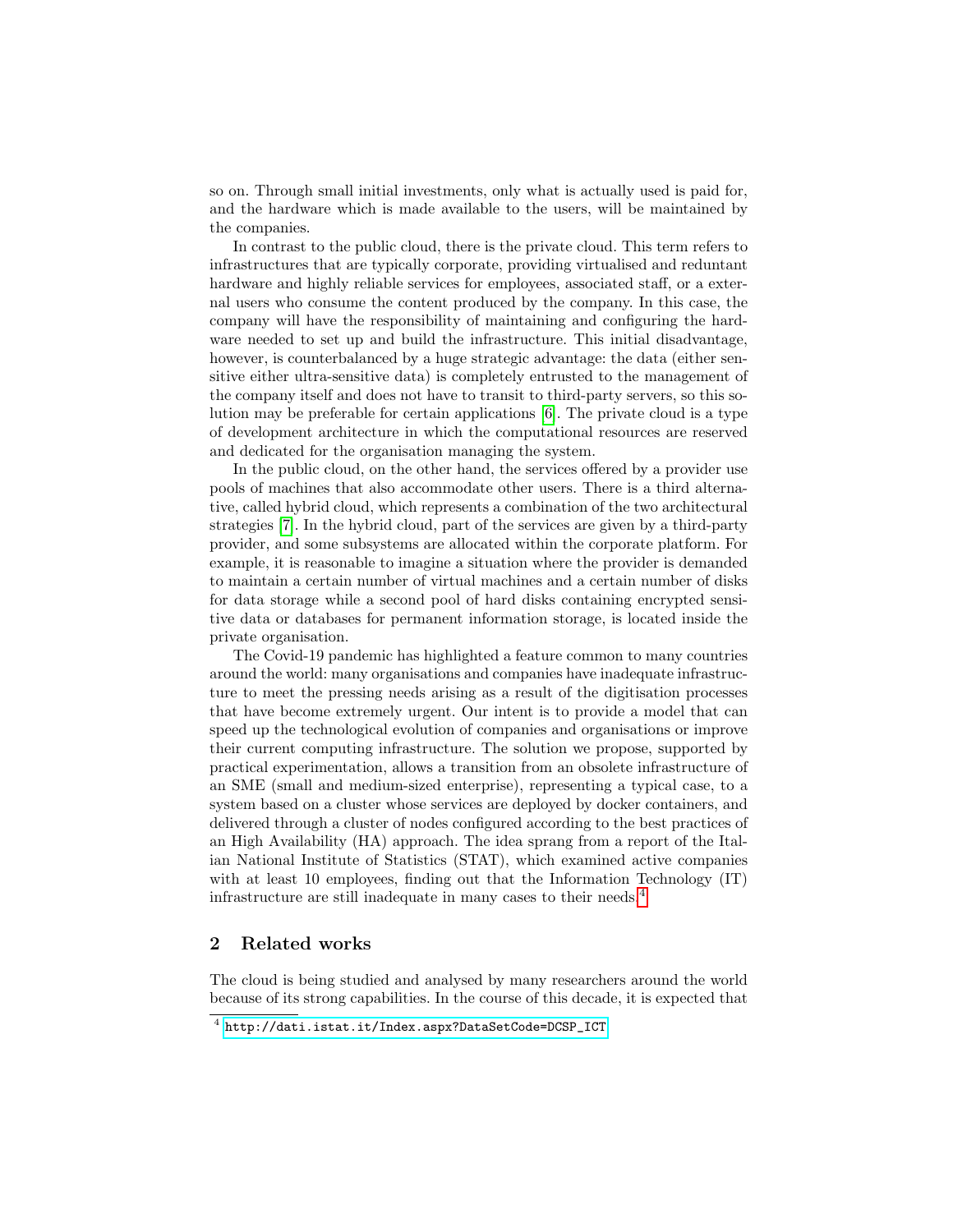so on. Through small initial investments, only what is actually used is paid for, and the hardware which is made available to the users, will be maintained by the companies.

In contrast to the public cloud, there is the private cloud. This term refers to infrastructures that are typically corporate, providing virtualised and reduntant hardware and highly reliable services for employees, associated staff, or a external users who consume the content produced by the company. In this case, the company will have the responsibility of maintaining and configuring the hardware needed to set up and build the infrastructure. This initial disadvantage, however, is counterbalanced by a huge strategic advantage: the data (either sensitive either ultra-sensitive data) is completely entrusted to the management of the company itself and does not have to transit to third-party servers, so this solution may be preferable for certain applications [6]. The private cloud is a type of development architecture in which the computational resources are reserved and dedicated for the organisation managing the system.

In the public cloud, on the other hand, the services offered by a provider use pools of machines that also accommodate other users. There is a third alternative, called hybrid cloud, which represents a combination of the two architectural strategies [7]. In the hybrid cloud, part of the services are given by a third-party provider, and some subsystems are allocated within the corporate platform. For example, it is reasonable to imagine a situation where the provider is demanded to maintain a certain number of virtual machines and a certain number of disks for data storage while a second pool of hard disks containing encrypted sensitive data or databases for permanent information storage, is located inside the private organisation.

The Covid-19 pandemic has highlighted a feature common to many countries around the world: many organisations and companies have inadequate infrastructure to meet the pressing needs arising as a result of the digitisation processes that have become extremely urgent. Our intent is to provide a model that can speed up the technological evolution of companies and organisations or improve their current computing infrastructure. The solution we propose, supported by practical experimentation, allows a transition from an obsolete infrastructure of an SME (small and medium-sized enterprise), representing a typical case, to a system based on a cluster whose services are deployed by docker containers, and delivered through a cluster of nodes configured according to the best practices of an High Availability (HA) approach. The idea sprang from a report of the Italian National Institute of Statistics (STAT), which examined active companies with at least 10 employees, finding out that the Information Technology (IT) infrastructure are still inadequate in many cases to their needs.[4]

## 2 Related works

The cloud is being studied and analysed by many researchers around the world because of its strong capabilities. In the course of this decade, it is expected that

[4] http://dati.istat.it/Index.aspx?DataSetCode=DCSP_ICT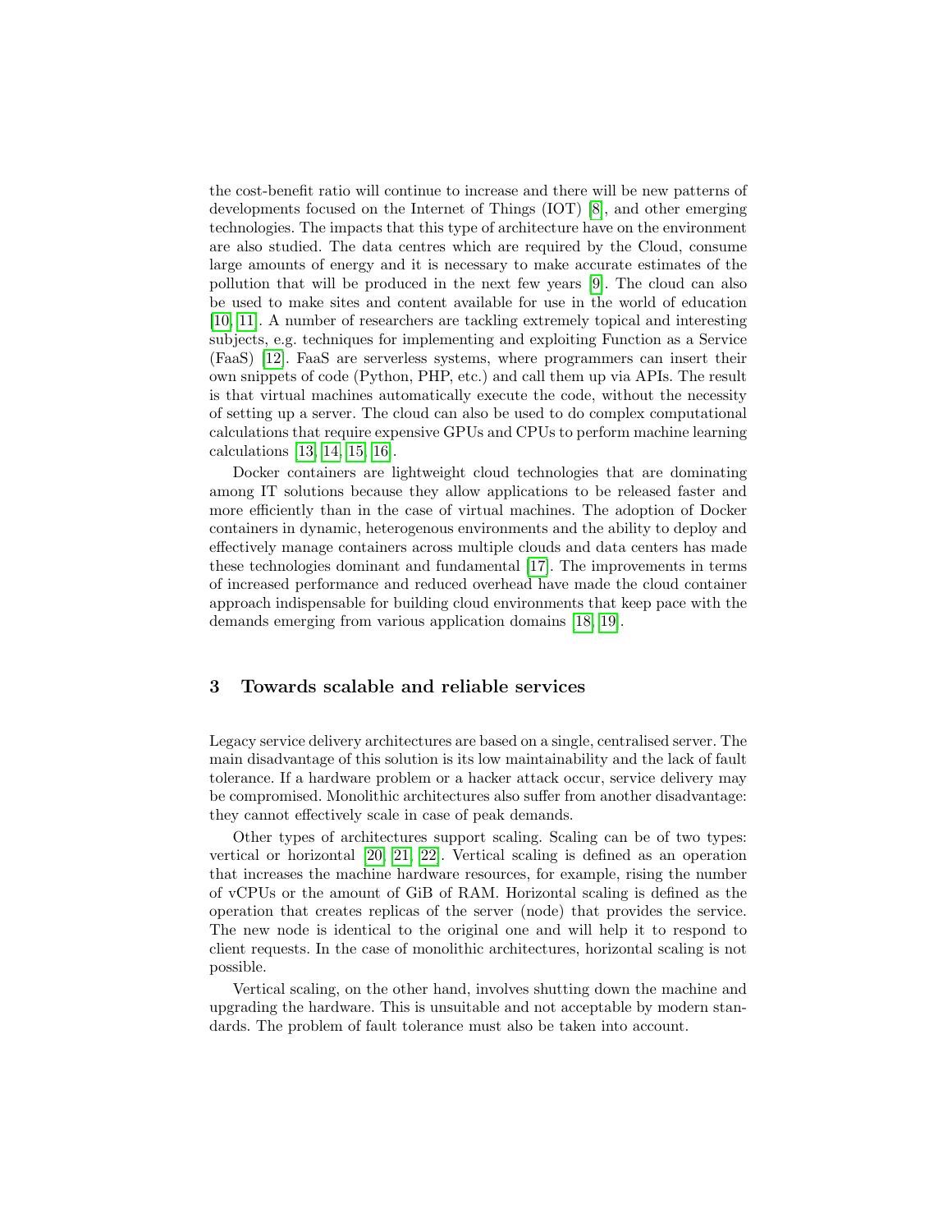the cost-benefit ratio will continue to increase and there will be new patterns of developments focused on the Internet of Things (IOT) [8], and other emerging technologies. The impacts that this type of architecture have on the environment are also studied. The data centres which are required by the Cloud, consume large amounts of energy and it is necessary to make accurate estimates of the pollution that will be produced in the next few years [9]. The cloud can also be used to make sites and content available for use in the world of education [10, 11]. A number of researchers are tackling extremely topical and interesting subjects, e.g. techniques for implementing and exploiting Function as a Service (FaaS) [12]. FaaS are serverless systems, where programmers can insert their own snippets of code (Python, PHP, etc.) and call them up via APIs. The result is that virtual machines automatically execute the code, without the necessity of setting up a server. The cloud can also be used to do complex computational calculations that require expensive GPUs and CPUs to perform machine learning calculations [13, 14, 15, 16].

Docker containers are lightweight cloud technologies that are dominating among IT solutions because they allow applications to be released faster and more efficiently than in the case of virtual machines. The adoption of Docker containers in dynamic, heterogenous environments and the ability to deploy and effectively manage containers across multiple clouds and data centers has made these technologies dominant and fundamental [17]. The improvements in terms of increased performance and reduced overhead have made the cloud container approach indispensable for building cloud environments that keep pace with the demands emerging from various application domains [18, 19].

## 3 Towards scalable and reliable services

Legacy service delivery architectures are based on a single, centralised server. The main disadvantage of this solution is its low maintainability and the lack of fault tolerance. If a hardware problem or a hacker attack occur, service delivery may be compromised. Monolithic architectures also suffer from another disadvantage: they cannot effectively scale in case of peak demands.

Other types of architectures support scaling. Scaling can be of two types: vertical or horizontal [20, 21, 22]. Vertical scaling is defined as an operation that increases the machine hardware resources, for example, rising the number of vCPUs or the amount of GiB of RAM. Horizontal scaling is defined as the operation that creates replicas of the server (node) that provides the service. The new node is identical to the original one and will help it to respond to client requests. In the case of monolithic architectures, horizontal scaling is not possible.

Vertical scaling, on the other hand, involves shutting down the machine and upgrading the hardware. This is unsuitable and not acceptable by modern standards. The problem of fault tolerance must also be taken into account.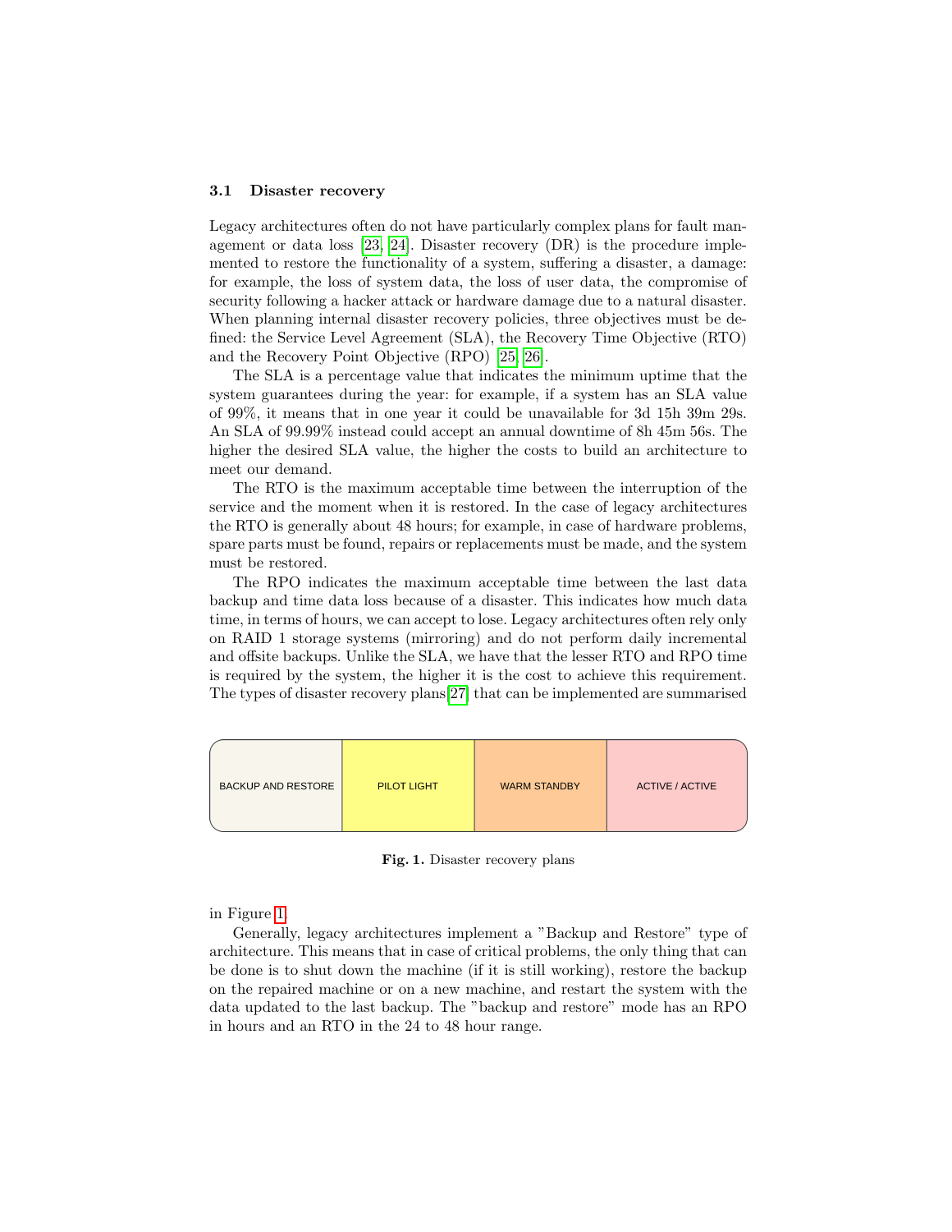### 3.1 Disaster recovery

Legacy architectures often do not have particularly complex plans for fault management or data loss [23, 24]. Disaster recovery (DR) is the procedure implemented to restore the functionality of a system, suffering a disaster, a damage: for example, the loss of system data, the loss of user data, the compromise of security following a hacker attack or hardware damage due to a natural disaster. When planning internal disaster recovery policies, three objectives must be defined: the Service Level Agreement (SLA), the Recovery Time Objective (RTO) and the Recovery Point Objective (RPO) [25, 26].

The SLA is a percentage value that indicates the minimum uptime that the system guarantees during the year: for example, if a system has an SLA value of 99%, it means that in one year it could be unavailable for 3d 15h 39m 29s. An SLA of 99.99% instead could accept an annual downtime of 8h 45m 56s. The higher the desired SLA value, the higher the costs to build an architecture to meet our demand.

The RTO is the maximum acceptable time between the interruption of the service and the moment when it is restored. In the case of legacy architectures the RTO is generally about 48 hours; for example, in case of hardware problems, spare parts must be found, repairs or replacements must be made, and the system must be restored.

The RPO indicates the maximum acceptable time between the last data backup and time data loss because of a disaster. This indicates how much data time, in terms of hours, we can accept to lose. Legacy architectures often rely only on RAID 1 storage systems (mirroring) and do not perform daily incremental and offsite backups. Unlike the SLA, we have that the lesser RTO and RPO time is required by the system, the higher it is the cost to achieve this requirement. The types of disaster recovery plans [27] that can be implemented are summarised in Figure 1.

| BACKUP AND RESTORE | PILOT LIGHT | WARM STANDBY | ACTIVE / ACTIVE |
|---|---|---|---|

**Fig. 1.** Disaster recovery plans

Generally, legacy architectures implement a "Backup and Restore" type of architecture. This means that in case of critical problems, the only thing that can be done is to shut down the machine (if it is still working), restore the backup on the repaired machine or on a new machine, and restart the system with the data updated to the last backup. The "backup and restore" mode has an RPO in hours and an RTO in the 24 to 48 hour range.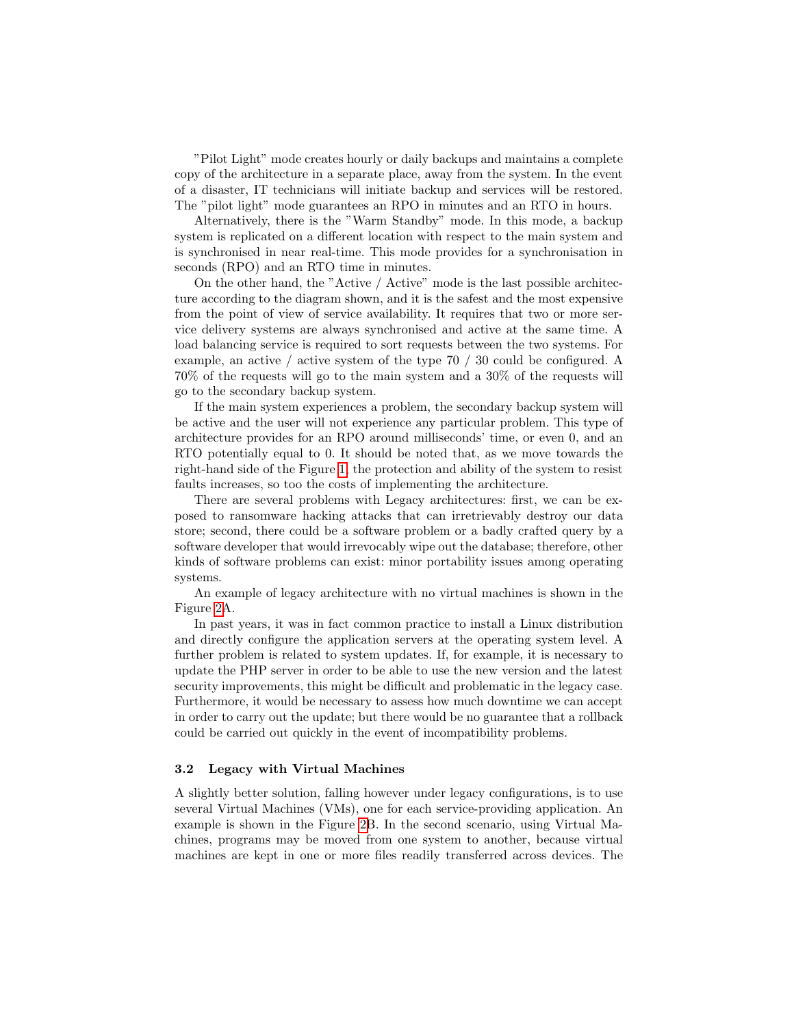"Pilot Light" mode creates hourly or daily backups and maintains a complete copy of the architecture in a separate place, away from the system. In the event of a disaster, IT technicians will initiate backup and services will be restored. The "pilot light" mode guarantees an RPO in minutes and an RTO in hours.

Alternatively, there is the "Warm Standby" mode. In this mode, a backup system is replicated on a different location with respect to the main system and is synchronised in near real-time. This mode provides for a synchronisation in seconds (RPO) and an RTO time in minutes.

On the other hand, the "Active / Active" mode is the last possible architecture according to the diagram shown, and it is the safest and the most expensive from the point of view of service availability. It requires that two or more service delivery systems are always synchronised and active at the same time. A load balancing service is required to sort requests between the two systems. For example, an active / active system of the type 70 / 30 could be configured. A 70% of the requests will go to the main system and a 30% of the requests will go to the secondary backup system.

If the main system experiences a problem, the secondary backup system will be active and the user will not experience any particular problem. This type of architecture provides for an RPO around milliseconds' time, or even 0, and an RTO potentially equal to 0. It should be noted that, as we move towards the right-hand side of the Figure 1, the protection and ability of the system to resist faults increases, so too the costs of implementing the architecture.

There are several problems with Legacy architectures: first, we can be exposed to ransomware hacking attacks that can irretrievably destroy our data store; second, there could be a software problem or a badly crafted query by a software developer that would irrevocably wipe out the database; therefore, other kinds of software problems can exist: minor portability issues among operating systems.

An example of legacy architecture with no virtual machines is shown in the Figure 2A.

In past years, it was in fact common practice to install a Linux distribution and directly configure the application servers at the operating system level. A further problem is related to system updates. If, for example, it is necessary to update the PHP server in order to be able to use the new version and the latest security improvements, this might be difficult and problematic in the legacy case. Furthermore, it would be necessary to assess how much downtime we can accept in order to carry out the update; but there would be no guarantee that a rollback could be carried out quickly in the event of incompatibility problems.

### 3.2 Legacy with Virtual Machines

A slightly better solution, falling however under legacy configurations, is to use several Virtual Machines (VMs), one for each service-providing application. An example is shown in the Figure 2B. In the second scenario, using Virtual Machines, programs may be moved from one system to another, because virtual machines are kept in one or more files readily transferred across devices. The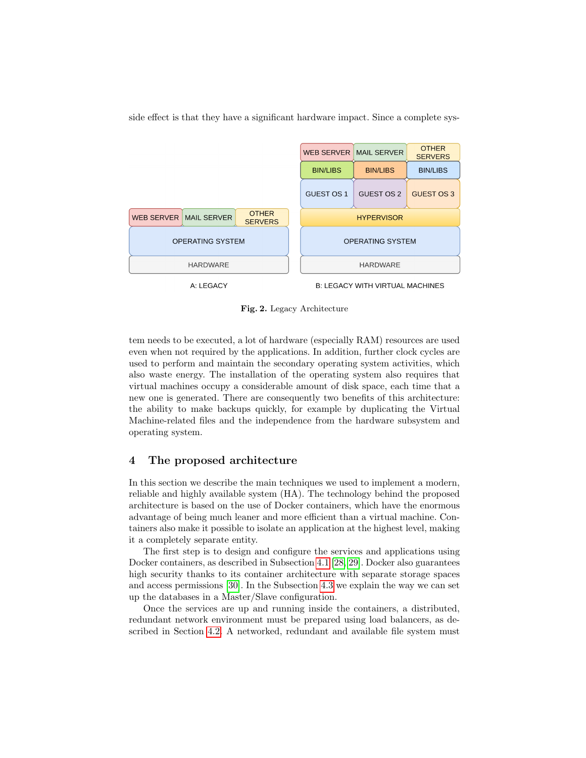side effect is that they have a significant hardware impact. Since a complete system needs to be executed, a lot of hardware (especially RAM) resources are used even when not required by the applications. In addition, further clock cycles are used to perform and maintain the secondary operating system activities, which also waste energy. The installation of the operating system also requires that virtual machines occupy a considerable amount of disk space, each time that a new one is generated. There are consequently two benefits of this architecture: the ability to make backups quickly, for example by duplicating the Virtual Machine-related files and the independence from the hardware subsystem and operating system.

**Fig. 2.** Legacy Architecture

## 4 The proposed architecture

In this section we describe the main techniques we used to implement a modern, reliable and highly available system (HA). The technology behind the proposed architecture is based on the use of Docker containers, which have the enormous advantage of being much leaner and more efficient than a virtual machine. Containers also make it possible to isolate an application at the highest level, making it a completely separate entity.

The first step is to design and configure the services and applications using Docker containers, as described in Subsection 4.1 [28, 29]. Docker also guarantees high security thanks to its container architecture with separate storage spaces and access permissions [30]. In the Subsection 4.3 we explain the way we can set up the databases in a Master/Slave configuration.

Once the services are up and running inside the containers, a distributed, redundant network environment must be prepared using load balancers, as described in Section 4.2. A networked, redundant and available file system must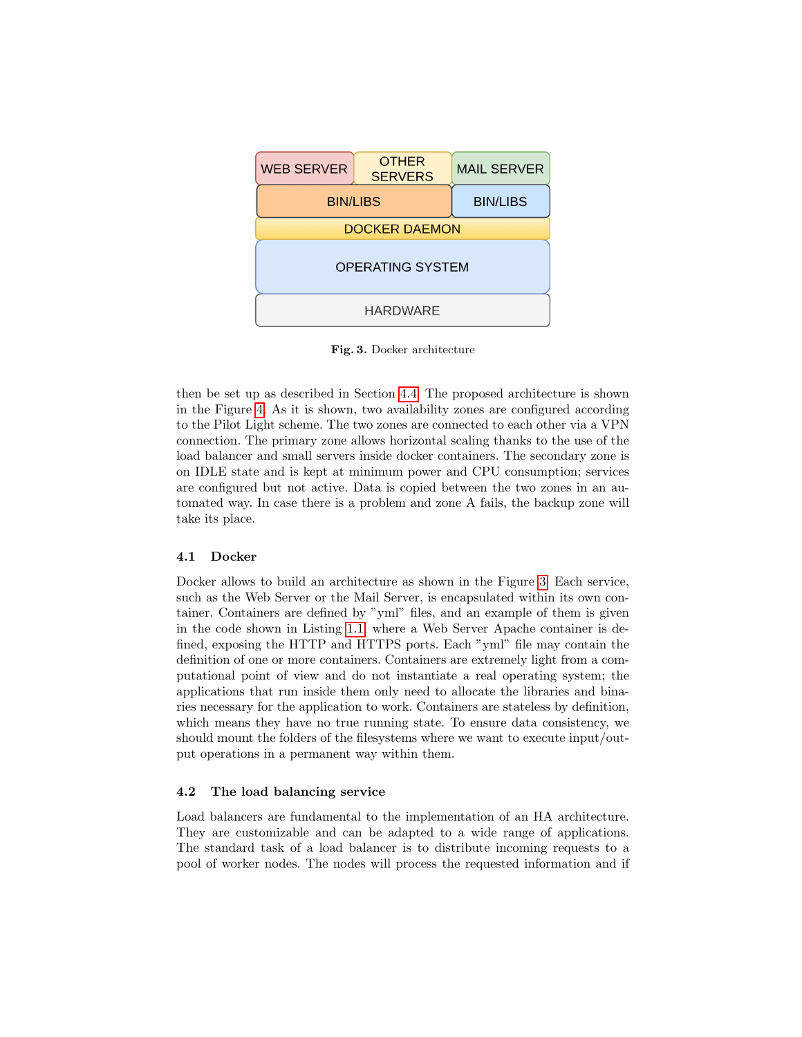**Fig. 3.** Docker architecture

then be set up as described in Section 4.4. The proposed architecture is shown in the Figure 4. As it is shown, two availability zones are configured according to the Pilot Light scheme. The two zones are connected to each other via a VPN connection. The primary zone allows horizontal scaling thanks to the use of the load balancer and small servers inside docker containers. The secondary zone is on IDLE state and is kept at minimum power and CPU consumption; services are configured but not active. Data is copied between the two zones in an automated way. In case there is a problem and zone A fails, the backup zone will take its place.

### 4.1 Docker

Docker allows to build an architecture as shown in the Figure 3. Each service, such as the Web Server or the Mail Server, is encapsulated within its own container. Containers are defined by "yml" files, and an example of them is given in the code shown in Listing 1.1, where a Web Server Apache container is defined, exposing the HTTP and HTTPS ports. Each "yml" file may contain the definition of one or more containers. Containers are extremely light from a computational point of view and do not instantiate a real operating system; the applications that run inside them only need to allocate the libraries and binaries necessary for the application to work. Containers are stateless by definition, which means they have no true running state. To ensure data consistency, we should mount the folders of the filesystems where we want to execute input/output operations in a permanent way within them.

### 4.2 The load balancing service

Load balancers are fundamental to the implementation of an HA architecture. They are customizable and can be adapted to a wide range of applications. The standard task of a load balancer is to distribute incoming requests to a pool of worker nodes. The nodes will process the requested information and if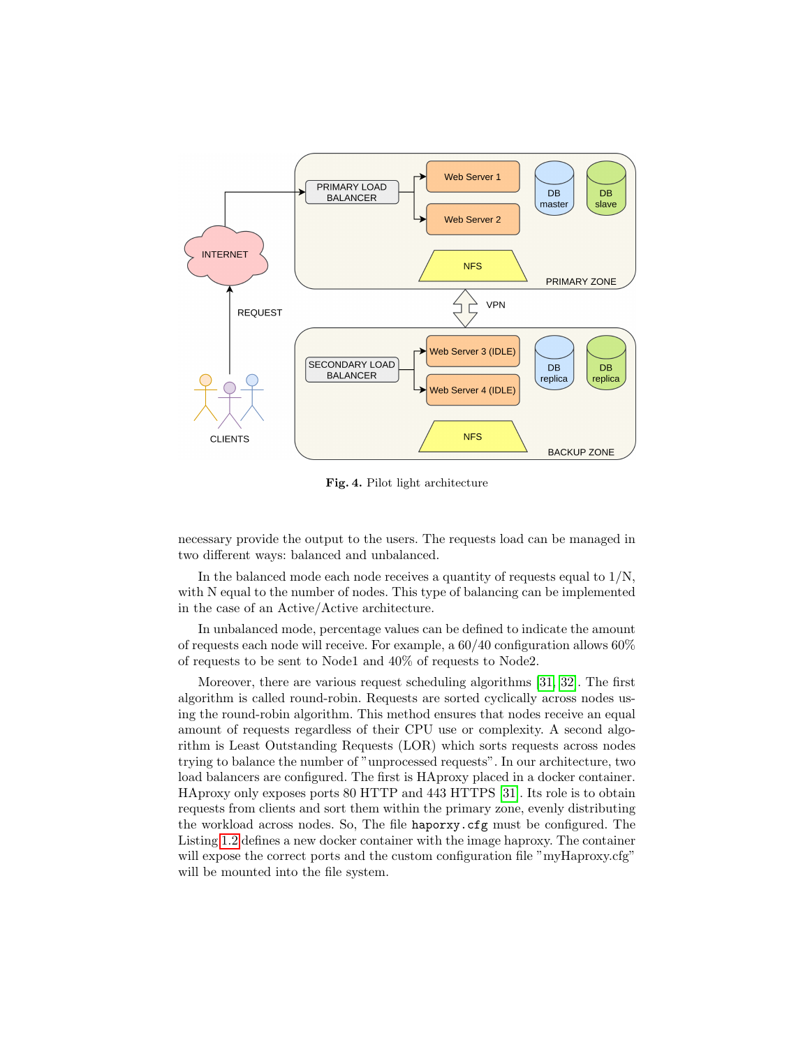**Fig. 4.** Pilot light architecture

necessary provide the output to the users. The requests load can be managed in two different ways: balanced and unbalanced.

In the balanced mode each node receives a quantity of requests equal to 1/N, with N equal to the number of nodes. This type of balancing can be implemented in the case of an Active/Active architecture.

In unbalanced mode, percentage values can be defined to indicate the amount of requests each node will receive. For example, a 60/40 configuration allows 60% of requests to be sent to Node1 and 40% of requests to Node2.

Moreover, there are various request scheduling algorithms [31, 32]. The first algorithm is called round-robin. Requests are sorted cyclically across nodes using the round-robin algorithm. This method ensures that nodes receive an equal amount of requests regardless of their CPU use or complexity. A second algorithm is Least Outstanding Requests (LOR) which sorts requests across nodes trying to balance the number of "unprocessed requests". In our architecture, two load balancers are configured. The first is HAproxy placed in a docker container. HAproxy only exposes ports 80 HTTP and 443 HTTPS [31]. Its role is to obtain requests from clients and sort them within the primary zone, evenly distributing the workload across nodes. So, The file `haporxy.cfg` must be configured. The Listing 1.2 defines a new docker container with the image haproxy. The container will expose the correct ports and the custom configuration file "myHaproxy.cfg" will be mounted into the file system.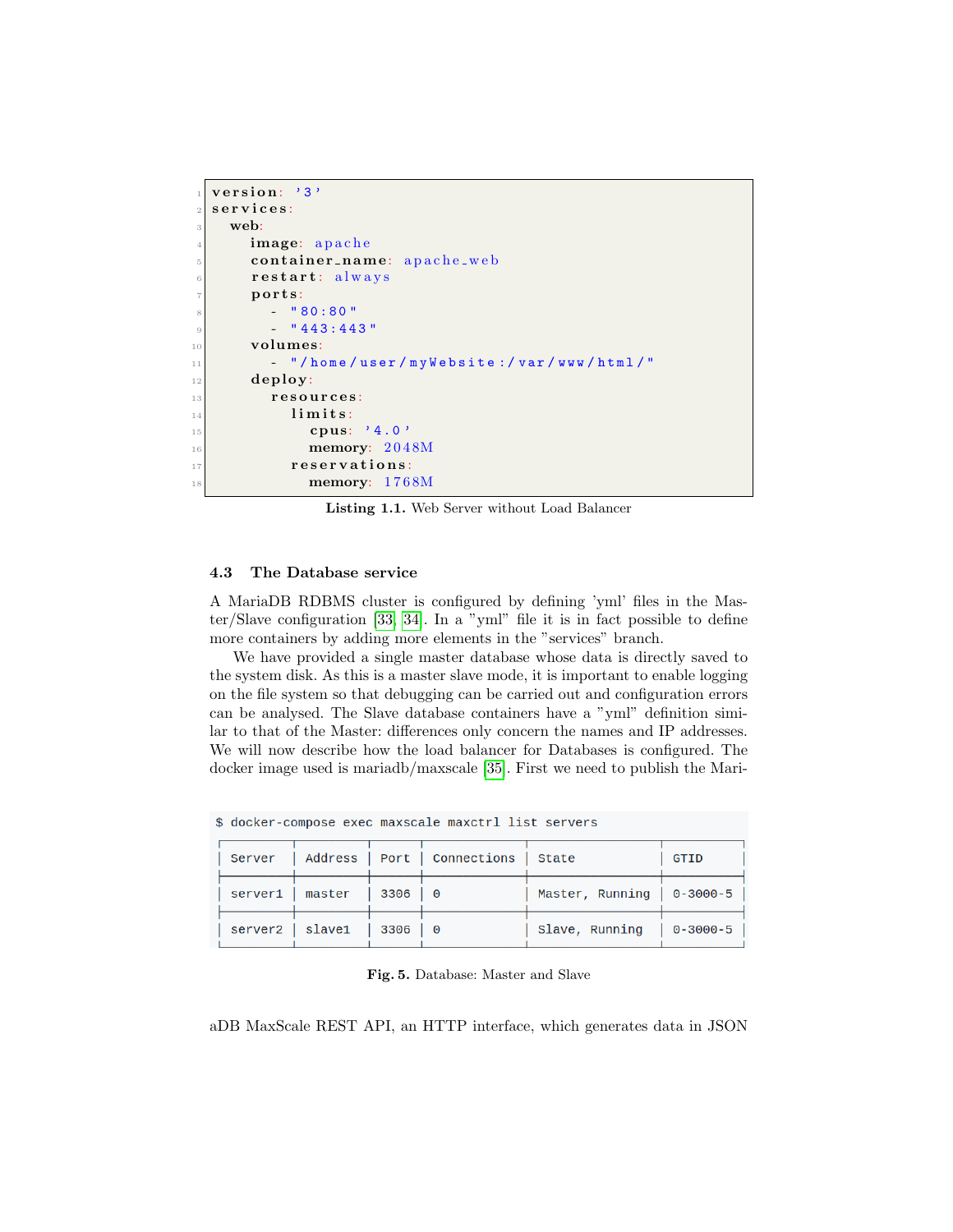```yaml
version: '3'
services:
  web:
    image: apache
    container_name: apache_web
    restart: always
    ports:
      - "80:80"
      - "443:443"
    volumes:
      - "/home/user/myWebsite:/var/www/html/"
    deploy:
      resources:
        limits:
          cpus: '4.0'
          memory: 2048M
        reservations:
          memory: 1768M
```

**Listing 1.1.** Web Server without Load Balancer

### 4.3 The Database service

A MariaDB RDBMS cluster is configured by defining 'yml' files in the Master/Slave configuration [33] [34]. In a "yml" file it is in fact possible to define more containers by adding more elements in the "services" branch.

We have provided a single master database whose data is directly saved to the system disk. As this is a master slave mode, it is important to enable logging on the file system so that debugging can be carried out and configuration errors can be analysed. The Slave database containers have a "yml" definition similar to that of the Master: differences only concern the names and IP addresses. We will now describe how the load balancer for Databases is configured. The docker image used is mariadb/maxscale [35]. First we need to publish the MariaDB MaxScale REST API, an HTTP interface, which generates data in JSON

```
$ docker-compose exec maxscale maxctrl list servers
```

| Server | Address | Port | Connections | State | GTID |
|---|---|---|---|---|---|
| server1 | master | 3306 | 0 | Master, Running | 0-3000-5 |
| server2 | slave1 | 3306 | 0 | Slave, Running | 0-3000-5 |

**Fig. 5.** Database: Master and Slave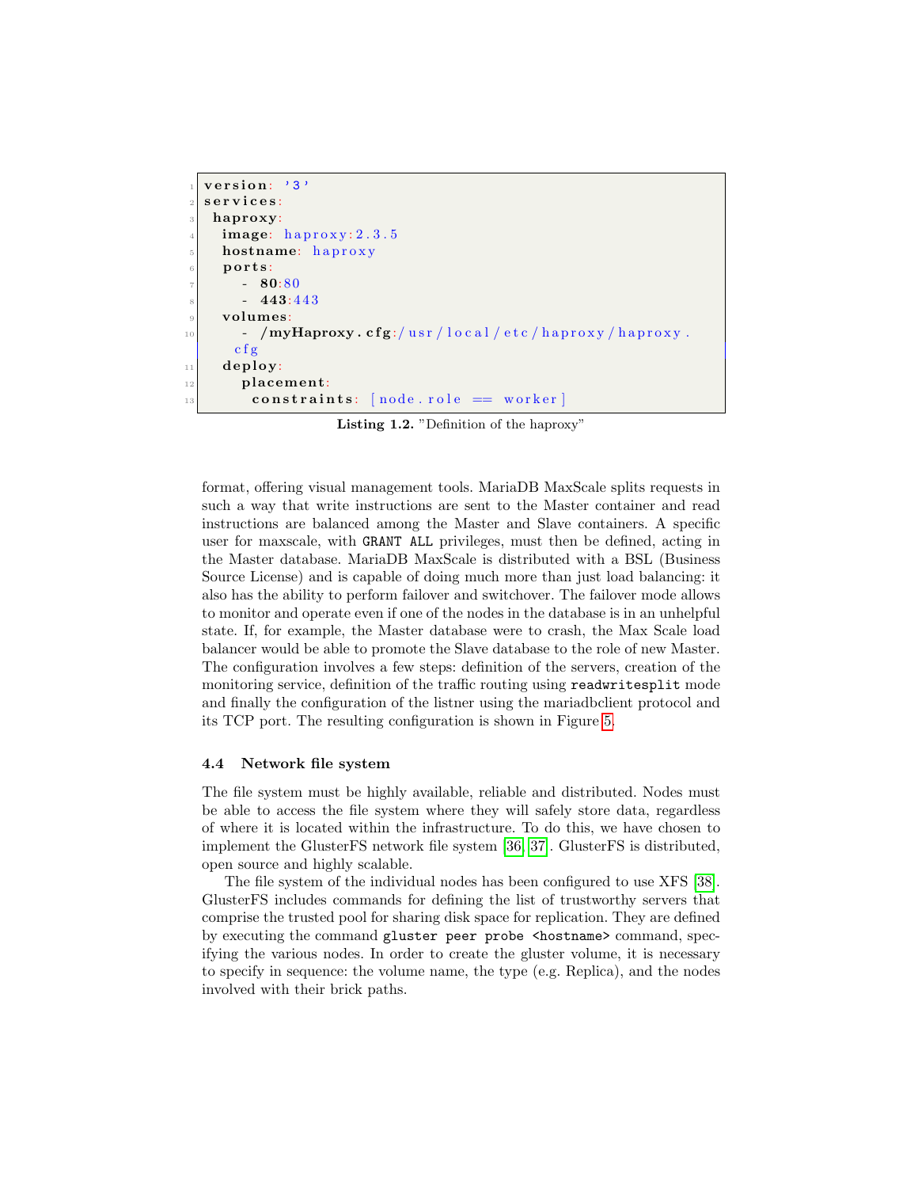```yaml
version: '3'
services:
 haproxy:
  image: haproxy:2.3.5
  hostname: haproxy
  ports:
    - 80:80
    - 443:443
  volumes:
    - /myHaproxy.cfg:/usr/local/etc/haproxy/haproxy.cfg
  deploy:
    placement:
     constraints: [node.role == worker]
```

**Listing 1.2.** "Definition of the haproxy"

format, offering visual management tools. MariaDB MaxScale splits requests in such a way that write instructions are sent to the Master container and read instructions are balanced among the Master and Slave containers. A specific user for maxscale, with `GRANT ALL` privileges, must then be defined, acting in the Master database. MariaDB MaxScale is distributed with a BSL (Business Source License) and is capable of doing much more than just load balancing: it also has the ability to perform failover and switchover. The failover mode allows to monitor and operate even if one of the nodes in the database is in an unhelpful state. If, for example, the Master database were to crash, the Max Scale load balancer would be able to promote the Slave database to the role of new Master. The configuration involves a few steps: definition of the servers, creation of the monitoring service, definition of the traffic routing using `readwritesplit` mode and finally the configuration of the listner using the mariadbclient protocol and its TCP port. The resulting configuration is shown in Figure 5.

### 4.4 Network file system

The file system must be highly available, reliable and distributed. Nodes must be able to access the file system where they will safely store data, regardless of where it is located within the infrastructure. To do this, we have chosen to implement the GlusterFS network file system [36, 37]. GlusterFS is distributed, open source and highly scalable.

The file system of the individual nodes has been configured to use XFS [38]. GlusterFS includes commands for defining the list of trustworthy servers that comprise the trusted pool for sharing disk space for replication. They are defined by executing the command `gluster peer probe <hostname>` command, specifying the various nodes. In order to create the gluster volume, it is necessary to specify in sequence: the volume name, the type (e.g. Replica), and the nodes involved with their brick paths.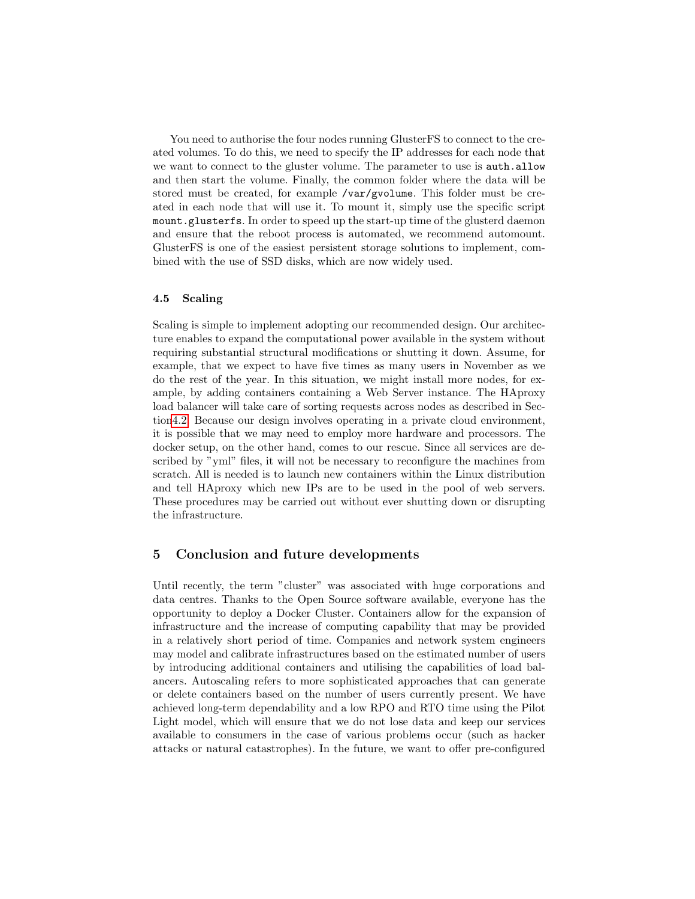You need to authorise the four nodes running GlusterFS to connect to the created volumes. To do this, we need to specify the IP addresses for each node that we want to connect to the gluster volume. The parameter to use is `auth.allow` and then start the volume. Finally, the common folder where the data will be stored must be created, for example `/var/gvolume`. This folder must be created in each node that will use it. To mount it, simply use the specific script `mount.glusterfs`. In order to speed up the start-up time of the glusterd daemon and ensure that the reboot process is automated, we recommend automount. GlusterFS is one of the easiest persistent storage solutions to implement, combined with the use of SSD disks, which are now widely used.

### 4.5 Scaling

Scaling is simple to implement adopting our recommended design. Our architecture enables to expand the computational power available in the system without requiring substantial structural modifications or shutting it down. Assume, for example, that we expect to have five times as many users in November as we do the rest of the year. In this situation, we might install more nodes, for example, by adding containers containing a Web Server instance. The HAproxy load balancer will take care of sorting requests across nodes as described in Section4.2. Because our design involves operating in a private cloud environment, it is possible that we may need to employ more hardware and processors. The docker setup, on the other hand, comes to our rescue. Since all services are described by "yml" files, it will not be necessary to reconfigure the machines from scratch. All is needed is to launch new containers within the Linux distribution and tell HAproxy which new IPs are to be used in the pool of web servers. These procedures may be carried out without ever shutting down or disrupting the infrastructure.

## 5 Conclusion and future developments

Until recently, the term "cluster" was associated with huge corporations and data centres. Thanks to the Open Source software available, everyone has the opportunity to deploy a Docker Cluster. Containers allow for the expansion of infrastructure and the increase of computing capability that may be provided in a relatively short period of time. Companies and network system engineers may model and calibrate infrastructures based on the estimated number of users by introducing additional containers and utilising the capabilities of load balancers. Autoscaling refers to more sophisticated approaches that can generate or delete containers based on the number of users currently present. We have achieved long-term dependability and a low RPO and RTO time using the Pilot Light model, which will ensure that we do not lose data and keep our services available to consumers in the case of various problems occur (such as hacker attacks or natural catastrophes). In the future, we want to offer pre-configured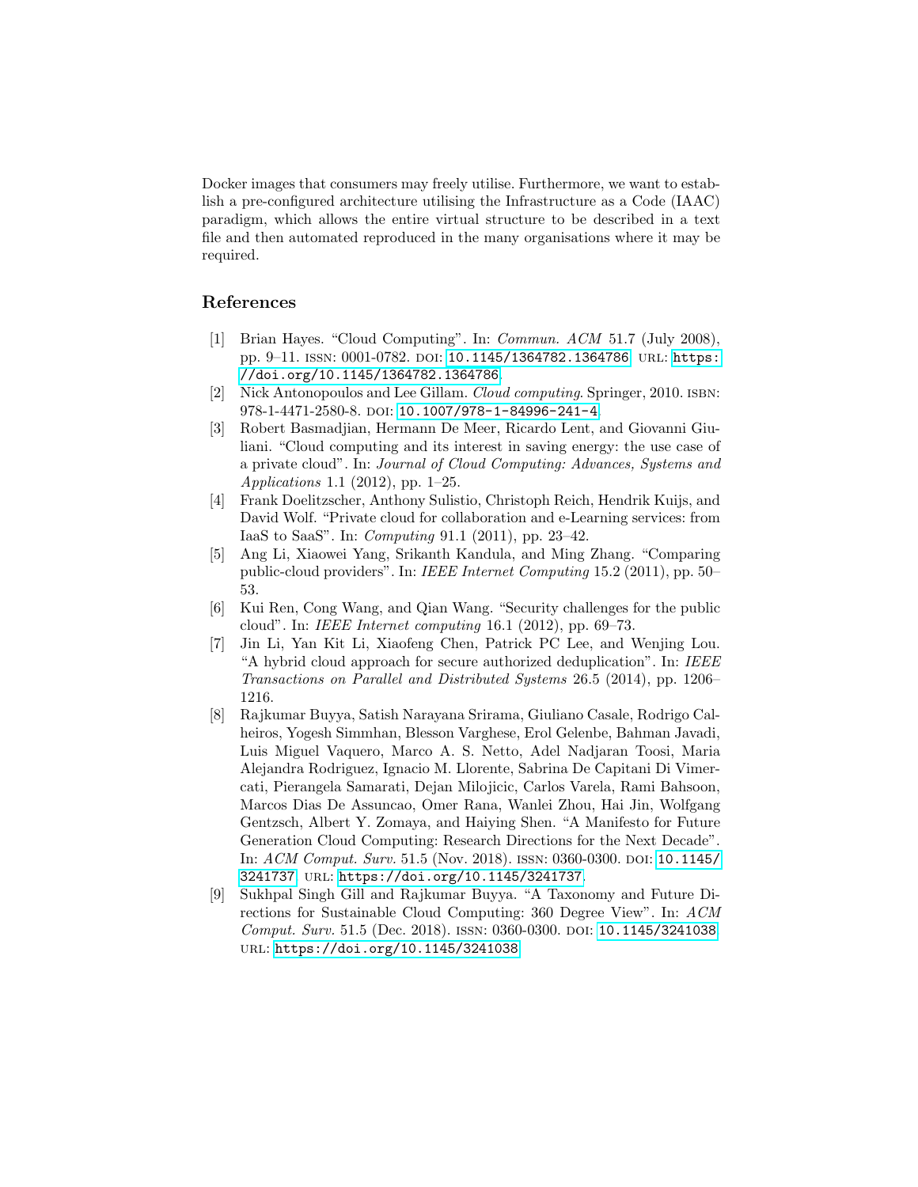Docker images that consumers may freely utilise. Furthermore, we want to establish a pre-configured architecture utilising the Infrastructure as a Code (IAAC) paradigm, which allows the entire virtual structure to be described in a text file and then automated reproduced in the many organisations where it may be required.

## References

[1] Brian Hayes. "Cloud Computing". In: *Commun. ACM* 51.7 (July 2008), pp. 9–11. ISSN: 0001-0782. DOI: 10.1145/1364782.1364786. URL: https://doi.org/10.1145/1364782.1364786.

[2] Nick Antonopoulos and Lee Gillam. *Cloud computing*. Springer, 2010. ISBN: 978-1-4471-2580-8. DOI: 10.1007/978-1-84996-241-4.

[3] Robert Basmadjian, Hermann De Meer, Ricardo Lent, and Giovanni Giuliani. "Cloud computing and its interest in saving energy: the use case of a private cloud". In: *Journal of Cloud Computing: Advances, Systems and Applications* 1.1 (2012), pp. 1–25.

[4] Frank Doelitzscher, Anthony Sulistio, Christoph Reich, Hendrik Kuijs, and David Wolf. "Private cloud for collaboration and e-Learning services: from IaaS to SaaS". In: *Computing* 91.1 (2011), pp. 23–42.

[5] Ang Li, Xiaowei Yang, Srikanth Kandula, and Ming Zhang. "Comparing public-cloud providers". In: *IEEE Internet Computing* 15.2 (2011), pp. 50–53.

[6] Kui Ren, Cong Wang, and Qian Wang. "Security challenges for the public cloud". In: *IEEE Internet computing* 16.1 (2012), pp. 69–73.

[7] Jin Li, Yan Kit Li, Xiaofeng Chen, Patrick PC Lee, and Wenjing Lou. "A hybrid cloud approach for secure authorized deduplication". In: *IEEE Transactions on Parallel and Distributed Systems* 26.5 (2014), pp. 1206–1216.

[8] Rajkumar Buyya, Satish Narayana Srirama, Giuliano Casale, Rodrigo Calheiros, Yogesh Simmhan, Blesson Varghese, Erol Gelenbe, Bahman Javadi, Luis Miguel Vaquero, Marco A. S. Netto, Adel Nadjaran Toosi, Maria Alejandra Rodriguez, Ignacio M. Llorente, Sabrina De Capitani Di Vimercati, Pierangela Samarati, Dejan Milojicic, Carlos Varela, Rami Bahsoon, Marcos Dias De Assuncao, Omer Rana, Wanlei Zhou, Hai Jin, Wolfgang Gentzsch, Albert Y. Zomaya, and Haiying Shen. "A Manifesto for Future Generation Cloud Computing: Research Directions for the Next Decade". In: *ACM Comput. Surv.* 51.5 (Nov. 2018). ISSN: 0360-0300. DOI: 10.1145/3241737. URL: https://doi.org/10.1145/3241737.

[9] Sukhpal Singh Gill and Rajkumar Buyya. "A Taxonomy and Future Directions for Sustainable Cloud Computing: 360 Degree View". In: *ACM Comput. Surv.* 51.5 (Dec. 2018). ISSN: 0360-0300. DOI: 10.1145/3241038. URL: https://doi.org/10.1145/3241038.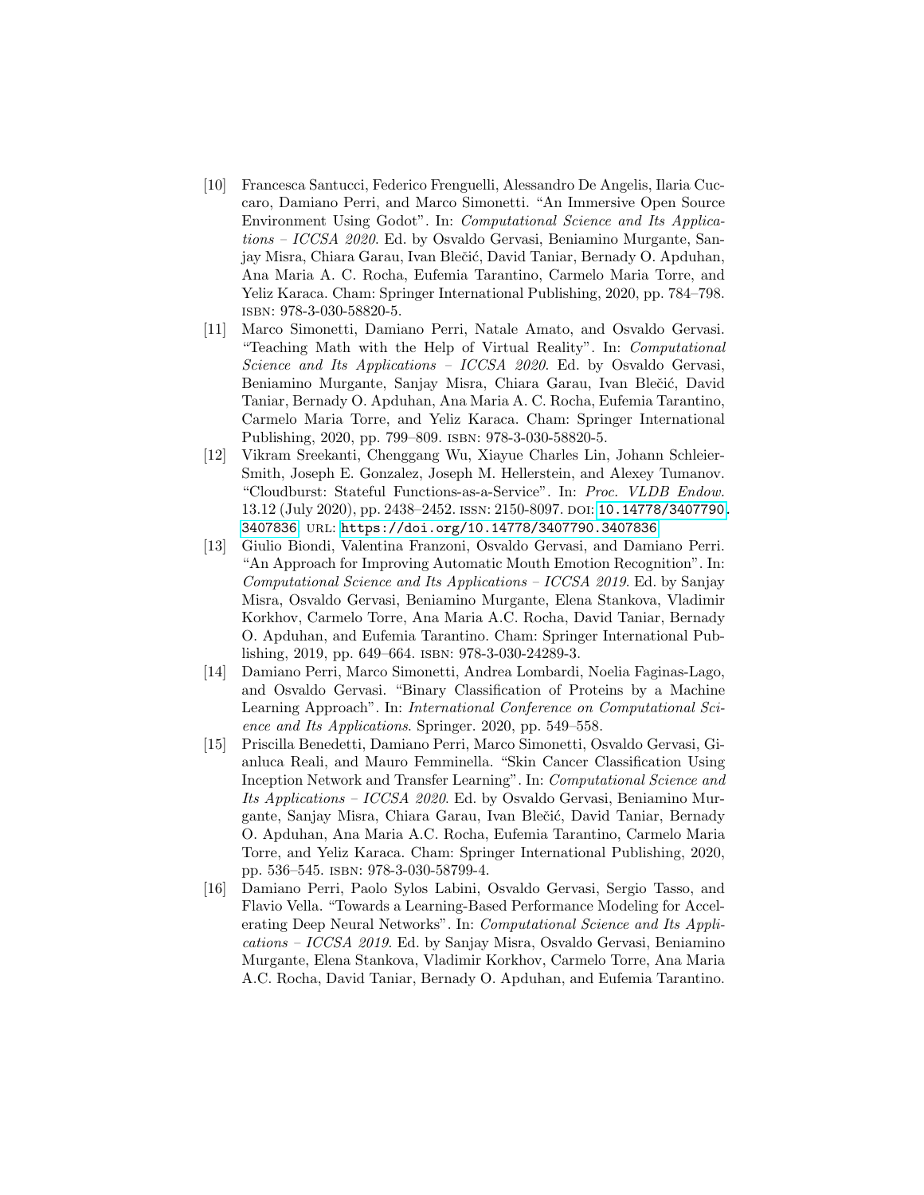[10] Francesca Santucci, Federico Frenguelli, Alessandro De Angelis, Ilaria Cuccaro, Damiano Perri, and Marco Simonetti. "An Immersive Open Source Environment Using Godot". In: *Computational Science and Its Applications – ICCSA 2020*. Ed. by Osvaldo Gervasi, Beniamino Murgante, Sanjay Misra, Chiara Garau, Ivan Blečić, David Taniar, Bernady O. Apduhan, Ana Maria A. C. Rocha, Eufemia Tarantino, Carmelo Maria Torre, and Yeliz Karaca. Cham: Springer International Publishing, 2020, pp. 784–798. ISBN: 978-3-030-58820-5.

[11] Marco Simonetti, Damiano Perri, Natale Amato, and Osvaldo Gervasi. "Teaching Math with the Help of Virtual Reality". In: *Computational Science and Its Applications – ICCSA 2020*. Ed. by Osvaldo Gervasi, Beniamino Murgante, Sanjay Misra, Chiara Garau, Ivan Blečić, David Taniar, Bernady O. Apduhan, Ana Maria A. C. Rocha, Eufemia Tarantino, Carmelo Maria Torre, and Yeliz Karaca. Cham: Springer International Publishing, 2020, pp. 799–809. ISBN: 978-3-030-58820-5.

[12] Vikram Sreekanti, Chenggang Wu, Xiayue Charles Lin, Johann Schleier-Smith, Joseph E. Gonzalez, Joseph M. Hellerstein, and Alexey Tumanov. "Cloudburst: Stateful Functions-as-a-Service". In: *Proc. VLDB Endow.* 13.12 (July 2020), pp. 2438–2452. ISSN: 2150-8097. DOI: 10.14778/3407790.3407836. URL: https://doi.org/10.14778/3407790.3407836.

[13] Giulio Biondi, Valentina Franzoni, Osvaldo Gervasi, and Damiano Perri. "An Approach for Improving Automatic Mouth Emotion Recognition". In: *Computational Science and Its Applications – ICCSA 2019*. Ed. by Sanjay Misra, Osvaldo Gervasi, Beniamino Murgante, Elena Stankova, Vladimir Korkhov, Carmelo Torre, Ana Maria A.C. Rocha, David Taniar, Bernady O. Apduhan, and Eufemia Tarantino. Cham: Springer International Publishing, 2019, pp. 649–664. ISBN: 978-3-030-24289-3.

[14] Damiano Perri, Marco Simonetti, Andrea Lombardi, Noelia Faginas-Lago, and Osvaldo Gervasi. "Binary Classification of Proteins by a Machine Learning Approach". In: *International Conference on Computational Science and Its Applications*. Springer. 2020, pp. 549–558.

[15] Priscilla Benedetti, Damiano Perri, Marco Simonetti, Osvaldo Gervasi, Gianluca Reali, and Mauro Femminella. "Skin Cancer Classification Using Inception Network and Transfer Learning". In: *Computational Science and Its Applications – ICCSA 2020*. Ed. by Osvaldo Gervasi, Beniamino Murgante, Sanjay Misra, Chiara Garau, Ivan Blečić, David Taniar, Bernady O. Apduhan, Ana Maria A.C. Rocha, Eufemia Tarantino, Carmelo Maria Torre, and Yeliz Karaca. Cham: Springer International Publishing, 2020, pp. 536–545. ISBN: 978-3-030-58799-4.

[16] Damiano Perri, Paolo Sylos Labini, Osvaldo Gervasi, Sergio Tasso, and Flavio Vella. "Towards a Learning-Based Performance Modeling for Accelerating Deep Neural Networks". In: *Computational Science and Its Applications – ICCSA 2019*. Ed. by Sanjay Misra, Osvaldo Gervasi, Beniamino Murgante, Elena Stankova, Vladimir Korkhov, Carmelo Torre, Ana Maria A.C. Rocha, David Taniar, Bernady O. Apduhan, and Eufemia Tarantino.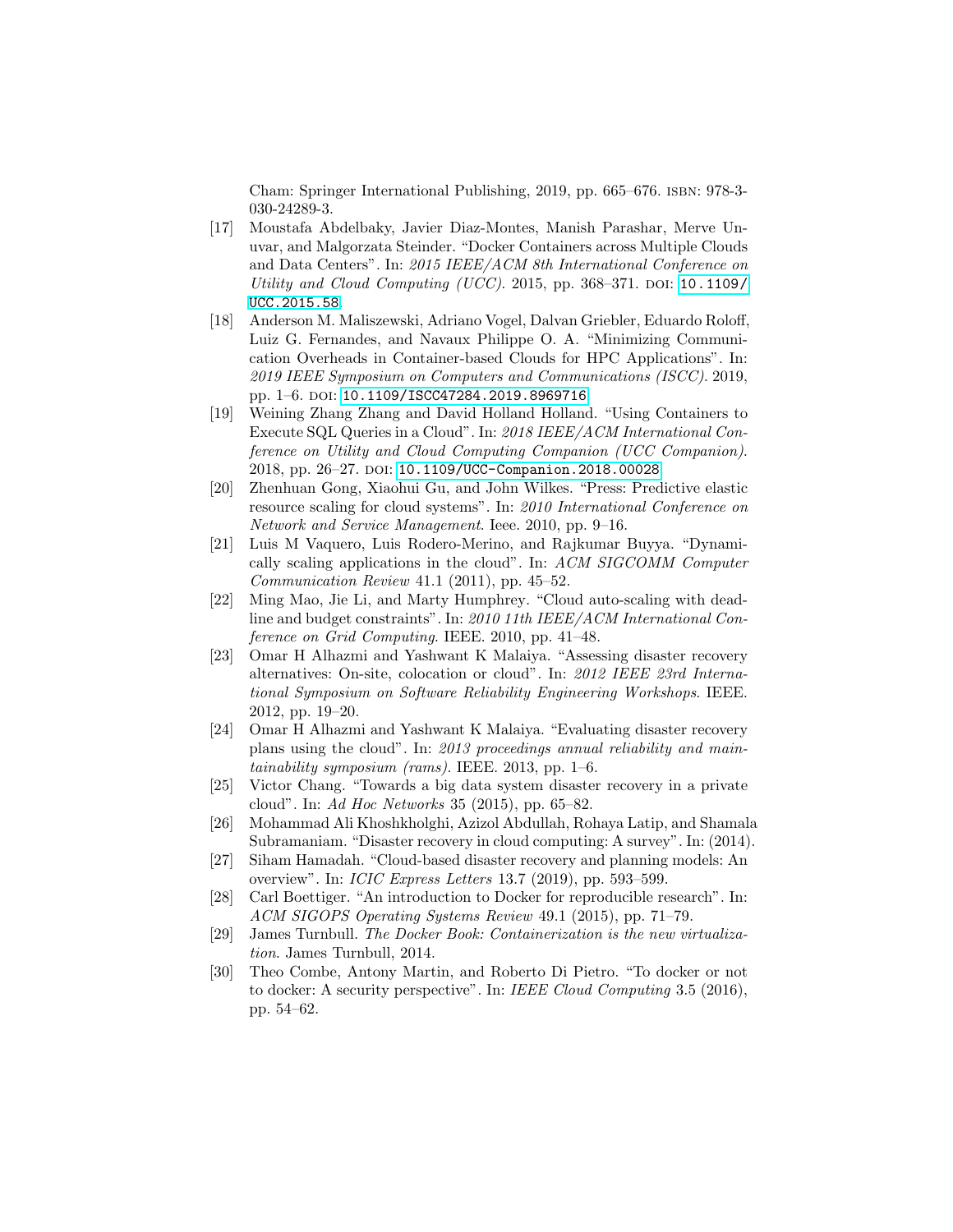Cham: Springer International Publishing, 2019, pp. 665–676. ISBN: 978-3-030-24289-3.

[17] Moustafa Abdelbaky, Javier Diaz-Montes, Manish Parashar, Merve Unuvar, and Malgorzata Steinder. "Docker Containers across Multiple Clouds and Data Centers". In: *2015 IEEE/ACM 8th International Conference on Utility and Cloud Computing (UCC)*. 2015, pp. 368–371. DOI: 10.1109/UCC.2015.58.

[18] Anderson M. Maliszewski, Adriano Vogel, Dalvan Griebler, Eduardo Roloff, Luiz G. Fernandes, and Navaux Philippe O. A. "Minimizing Communication Overheads in Container-based Clouds for HPC Applications". In: *2019 IEEE Symposium on Computers and Communications (ISCC)*. 2019, pp. 1–6. DOI: 10.1109/ISCC47284.2019.8969716.

[19] Weining Zhang Zhang and David Holland Holland. "Using Containers to Execute SQL Queries in a Cloud". In: *2018 IEEE/ACM International Conference on Utility and Cloud Computing Companion (UCC Companion)*. 2018, pp. 26–27. DOI: 10.1109/UCC-Companion.2018.00028.

[20] Zhenhuan Gong, Xiaohui Gu, and John Wilkes. "Press: Predictive elastic resource scaling for cloud systems". In: *2010 International Conference on Network and Service Management*. Ieee. 2010, pp. 9–16.

[21] Luis M Vaquero, Luis Rodero-Merino, and Rajkumar Buyya. "Dynamically scaling applications in the cloud". In: *ACM SIGCOMM Computer Communication Review* 41.1 (2011), pp. 45–52.

[22] Ming Mao, Jie Li, and Marty Humphrey. "Cloud auto-scaling with deadline and budget constraints". In: *2010 11th IEEE/ACM International Conference on Grid Computing*. IEEE. 2010, pp. 41–48.

[23] Omar H Alhazmi and Yashwant K Malaiya. "Assessing disaster recovery alternatives: On-site, colocation or cloud". In: *2012 IEEE 23rd International Symposium on Software Reliability Engineering Workshops*. IEEE. 2012, pp. 19–20.

[24] Omar H Alhazmi and Yashwant K Malaiya. "Evaluating disaster recovery plans using the cloud". In: *2013 proceedings annual reliability and maintainability symposium (rams)*. IEEE. 2013, pp. 1–6.

[25] Victor Chang. "Towards a big data system disaster recovery in a private cloud". In: *Ad Hoc Networks* 35 (2015), pp. 65–82.

[26] Mohammad Ali Khoshkholghi, Azizol Abdullah, Rohaya Latip, and Shamala Subramaniam. "Disaster recovery in cloud computing: A survey". In: (2014).

[27] Siham Hamadah. "Cloud-based disaster recovery and planning models: An overview". In: *ICIC Express Letters* 13.7 (2019), pp. 593–599.

[28] Carl Boettiger. "An introduction to Docker for reproducible research". In: *ACM SIGOPS Operating Systems Review* 49.1 (2015), pp. 71–79.

[29] James Turnbull. *The Docker Book: Containerization is the new virtualization*. James Turnbull, 2014.

[30] Theo Combe, Antony Martin, and Roberto Di Pietro. "To docker or not to docker: A security perspective". In: *IEEE Cloud Computing* 3.5 (2016), pp. 54–62.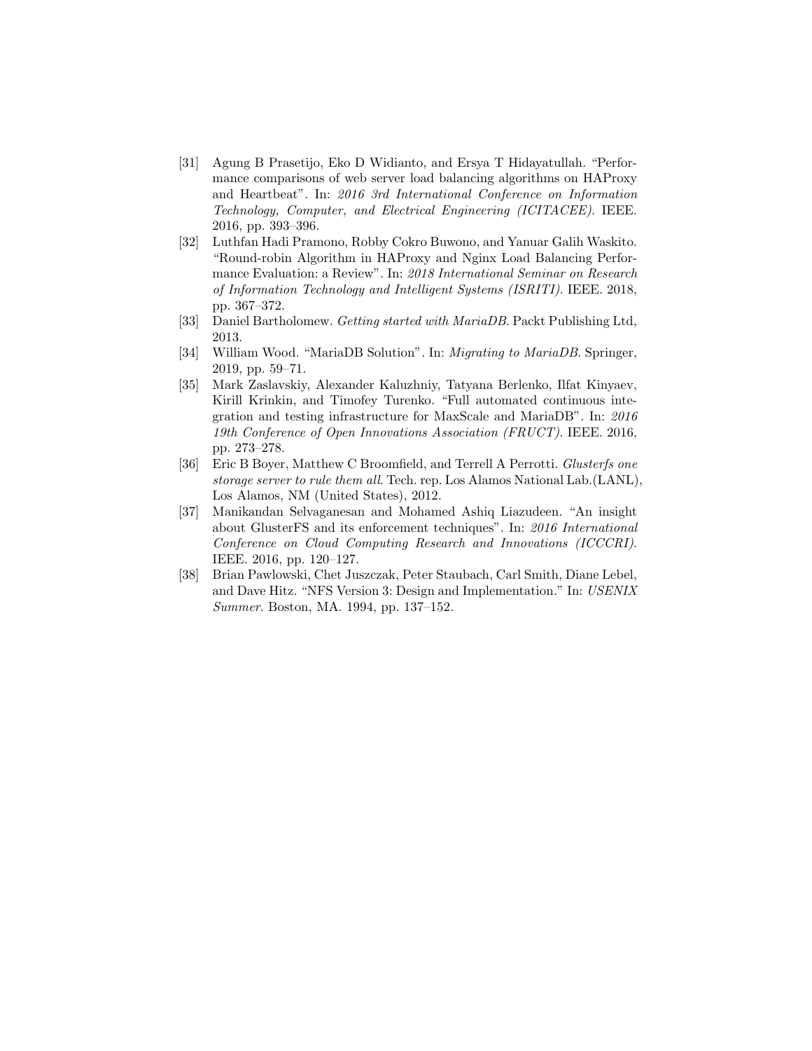[31] Agung B Prasetijo, Eko D Widianto, and Ersya T Hidayatullah. "Performance comparisons of web server load balancing algorithms on HAProxy and Heartbeat". In: *2016 3rd International Conference on Information Technology, Computer, and Electrical Engineering (ICITACEE)*. IEEE. 2016, pp. 393–396.

[32] Luthfan Hadi Pramono, Robby Cokro Buwono, and Yanuar Galih Waskito. "Round-robin Algorithm in HAProxy and Nginx Load Balancing Performance Evaluation: a Review". In: *2018 International Seminar on Research of Information Technology and Intelligent Systems (ISRITI)*. IEEE. 2018, pp. 367–372.

[33] Daniel Bartholomew. *Getting started with MariaDB*. Packt Publishing Ltd, 2013.

[34] William Wood. "MariaDB Solution". In: *Migrating to MariaDB*. Springer, 2019, pp. 59–71.

[35] Mark Zaslavskiy, Alexander Kaluzhniy, Tatyana Berlenko, Ilfat Kinyaev, Kirill Krinkin, and Timofey Turenko. "Full automated continuous integration and testing infrastructure for MaxScale and MariaDB". In: *2016 19th Conference of Open Innovations Association (FRUCT)*. IEEE. 2016, pp. 273–278.

[36] Eric B Boyer, Matthew C Broomfield, and Terrell A Perrotti. *Glusterfs one storage server to rule them all*. Tech. rep. Los Alamos National Lab.(LANL), Los Alamos, NM (United States), 2012.

[37] Manikandan Selvaganesan and Mohamed Ashiq Liazudeen. "An insight about GlusterFS and its enforcement techniques". In: *2016 International Conference on Cloud Computing Research and Innovations (ICCCRI)*. IEEE. 2016, pp. 120–127.

[38] Brian Pawlowski, Chet Juszczak, Peter Staubach, Carl Smith, Diane Lebel, and Dave Hitz. "NFS Version 3: Design and Implementation." In: *USENIX Summer*. Boston, MA. 1994, pp. 137–152.